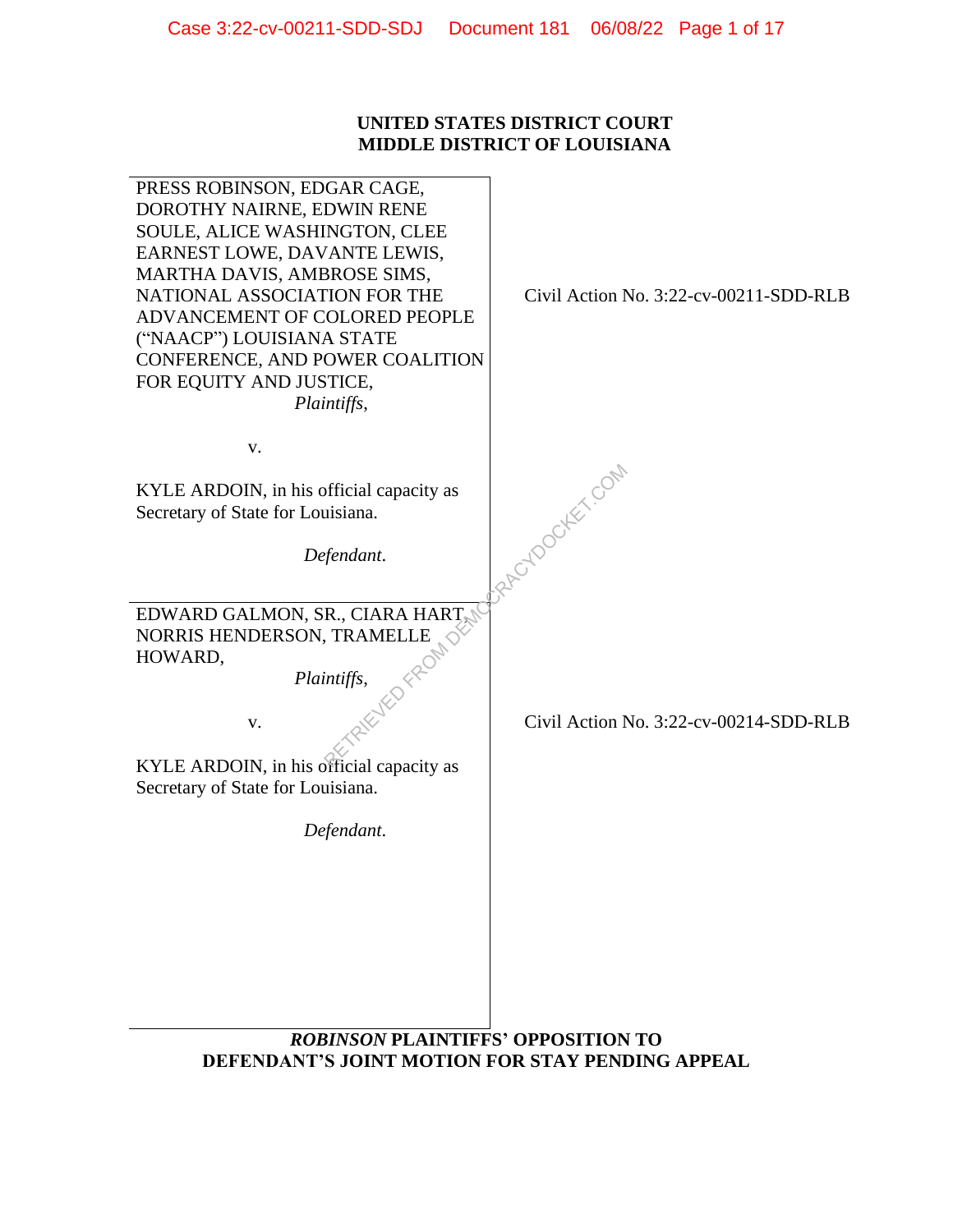**UNITED STATES DISTRICT COURT**
**MIDDLE DISTRICT OF LOUISIANA**

| | |
|---|---|
| PRESS ROBINSON, EDGAR CAGE, DOROTHY NAIRNE, EDWIN RENE SOULE, ALICE WASHINGTON, CLEE EARNEST LOWE, DAVANTE LEWIS, MARTHA DAVIS, AMBROSE SIMS, NATIONAL ASSOCIATION FOR THE ADVANCEMENT OF COLORED PEOPLE ("NAACP") LOUISIANA STATE CONFERENCE, AND POWER COALITION FOR EQUITY AND JUSTICE, *Plaintiffs*, v. KYLE ARDOIN, in his official capacity as Secretary of State for Louisiana. *Defendant*. | Civil Action No. 3:22-cv-00211-SDD-RLB |
| EDWARD GALMON, SR., CIARA HART, NORRIS HENDERSON, TRAMELLE HOWARD, *Plaintiffs*, v. KYLE ARDOIN, in his official capacity as Secretary of State for Louisiana. *Defendant*. | Civil Action No. 3:22-cv-00214-SDD-RLB |

**_ROBINSON_ PLAINTIFFS' OPPOSITION TO DEFENDANT'S JOINT MOTION FOR STAY PENDING APPEAL**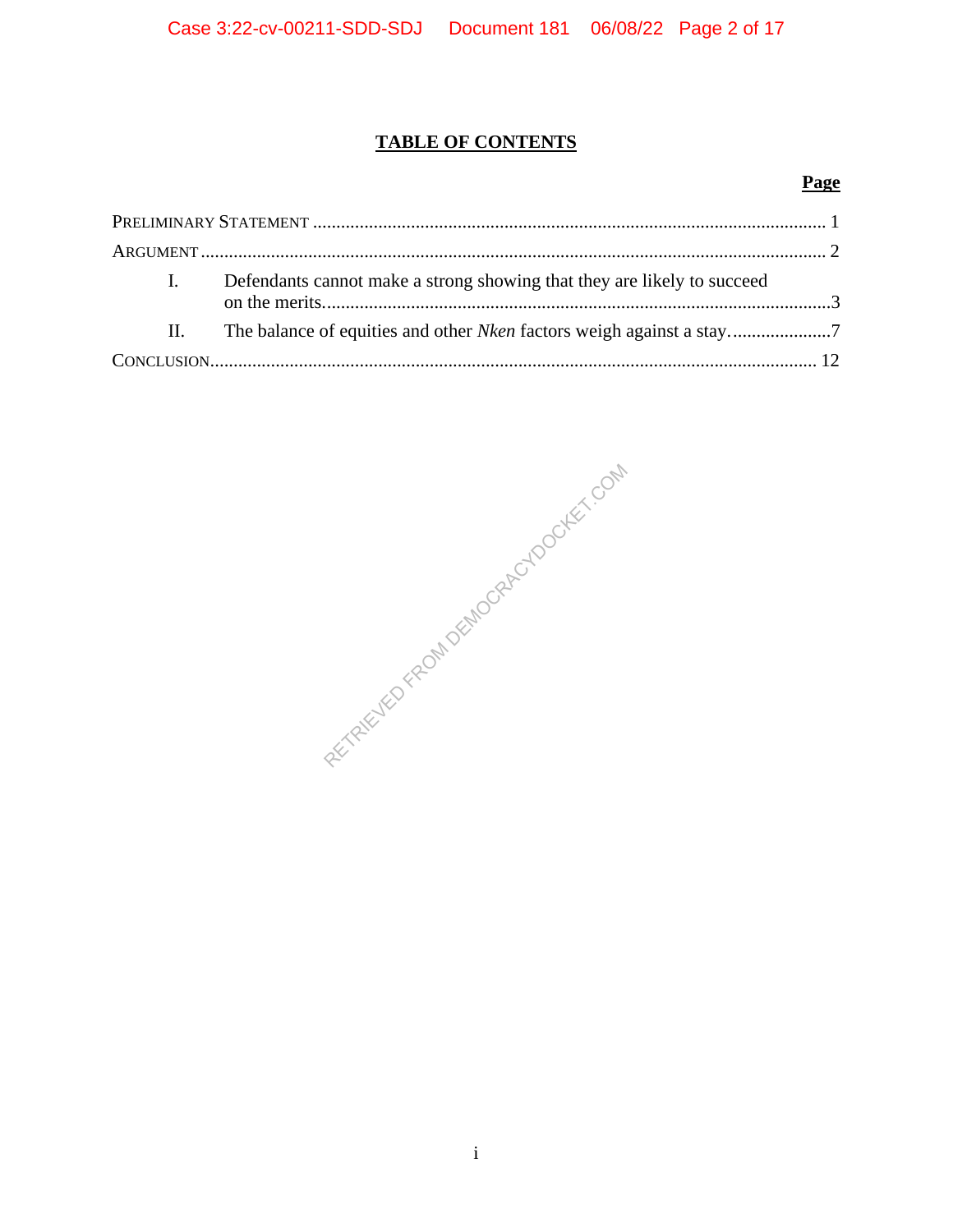# TABLE OF CONTENTS

**Page**

PRELIMINARY STATEMENT ........................................................................................................... 1

ARGUMENT ................................................................................................................................... 2

I. Defendants cannot make a strong showing that they are likely to succeed on the merits. ........................................................................................................3

II. The balance of equities and other *Nken* factors weigh against a stay. .....................7

CONCLUSION ............................................................................................................................... 12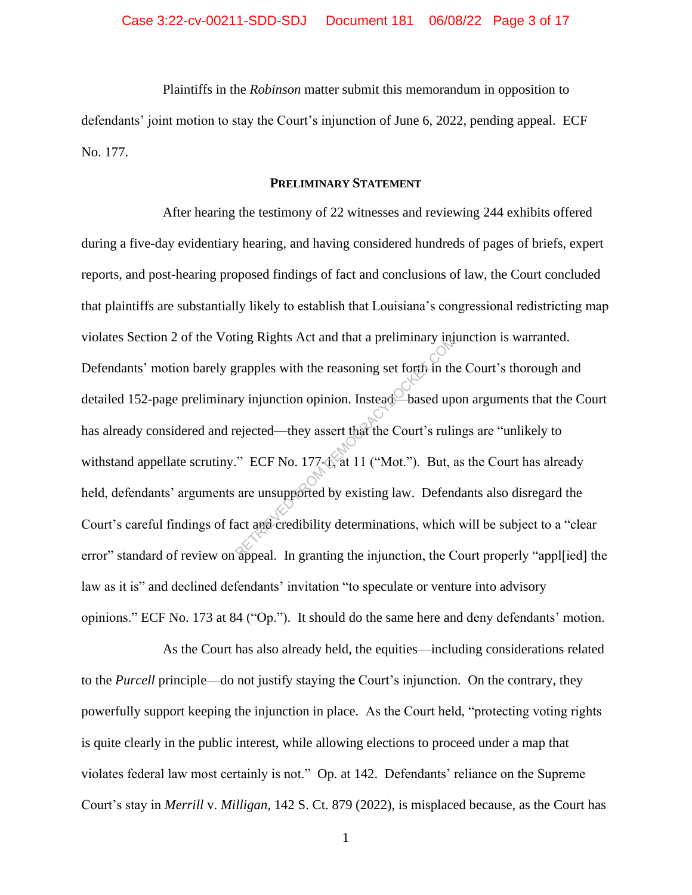Plaintiffs in the *Robinson* matter submit this memorandum in opposition to defendants' joint motion to stay the Court's injunction of June 6, 2022, pending appeal. ECF No. 177.

## **Preliminary Statement**

After hearing the testimony of 22 witnesses and reviewing 244 exhibits offered during a five-day evidentiary hearing, and having considered hundreds of pages of briefs, expert reports, and post-hearing proposed findings of fact and conclusions of law, the Court concluded that plaintiffs are substantially likely to establish that Louisiana's congressional redistricting map violates Section 2 of the Voting Rights Act and that a preliminary injunction is warranted. Defendants' motion barely grapples with the reasoning set forth in the Court's thorough and detailed 152-page preliminary injunction opinion. Instead—based upon arguments that the Court has already considered and rejected—they assert that the Court's rulings are "unlikely to withstand appellate scrutiny." ECF No. 177-1, at 11 ("Mot."). But, as the Court has already held, defendants' arguments are unsupported by existing law. Defendants also disregard the Court's careful findings of fact and credibility determinations, which will be subject to a "clear error" standard of review on appeal. In granting the injunction, the Court properly "appl[ied] the law as it is" and declined defendants' invitation "to speculate or venture into advisory opinions." ECF No. 173 at 84 ("Op."). It should do the same here and deny defendants' motion.

As the Court has also already held, the equities—including considerations related to the *Purcell* principle—do not justify staying the Court's injunction. On the contrary, they powerfully support keeping the injunction in place. As the Court held, "protecting voting rights is quite clearly in the public interest, while allowing elections to proceed under a map that violates federal law most certainly is not." Op. at 142. Defendants' reliance on the Supreme Court's stay in *Merrill* v. *Milligan*, 142 S. Ct. 879 (2022), is misplaced because, as the Court has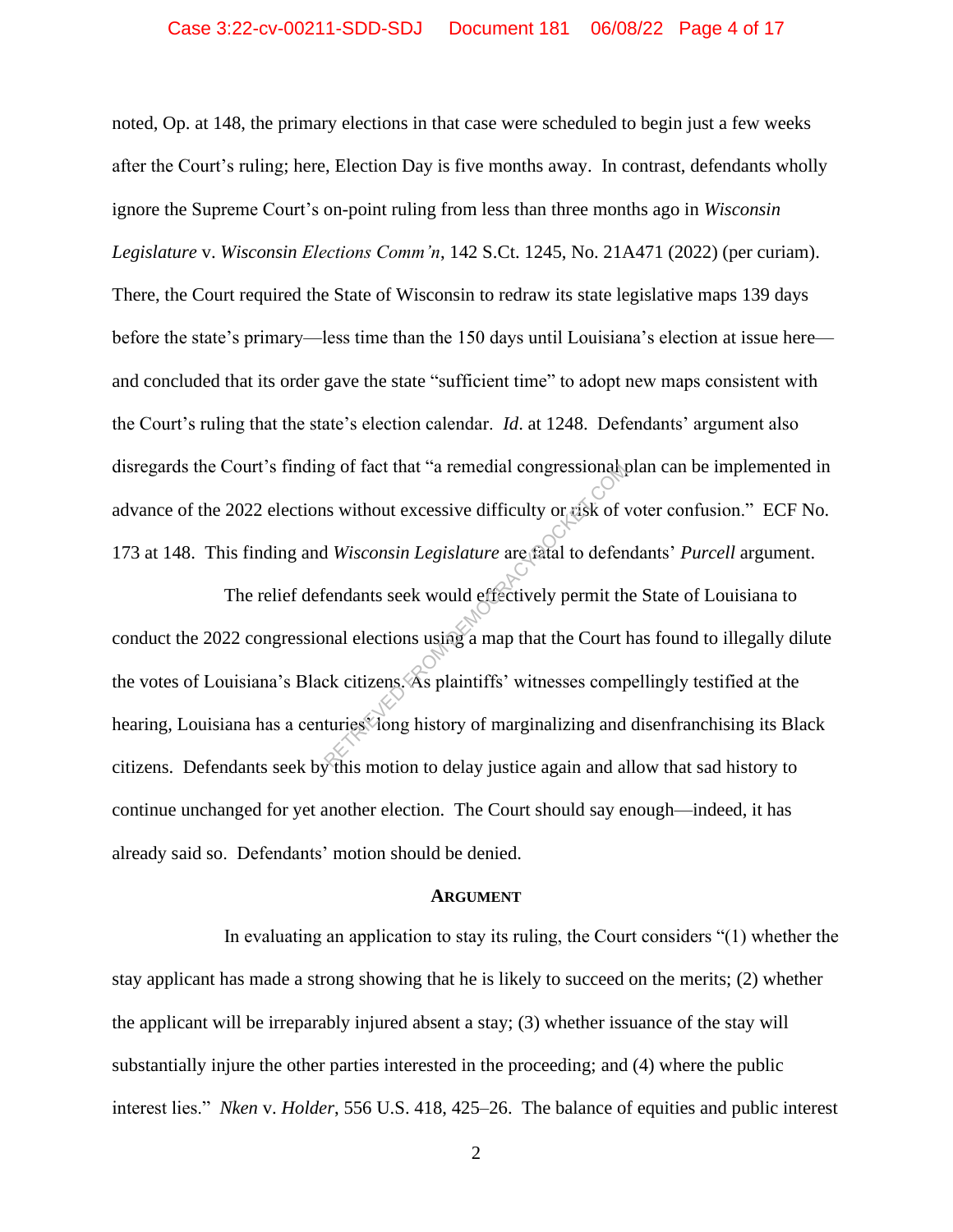noted, Op. at 148, the primary elections in that case were scheduled to begin just a few weeks after the Court's ruling; here, Election Day is five months away. In contrast, defendants wholly ignore the Supreme Court's on-point ruling from less than three months ago in *Wisconsin Legislature* v. *Wisconsin Elections Comm'n*, 142 S.Ct. 1245, No. 21A471 (2022) (per curiam). There, the Court required the State of Wisconsin to redraw its state legislative maps 139 days before the state's primary—less time than the 150 days until Louisiana's election at issue here—and concluded that its order gave the state "sufficient time" to adopt new maps consistent with the Court's ruling that the state's election calendar. *Id*. at 1248. Defendants' argument also disregards the Court's finding of fact that "a remedial congressional plan can be implemented in advance of the 2022 elections without excessive difficulty or risk of voter confusion." ECF No. 173 at 148. This finding and *Wisconsin Legislature* are fatal to defendants' *Purcell* argument.

The relief defendants seek would effectively permit the State of Louisiana to conduct the 2022 congressional elections using a map that the Court has found to illegally dilute the votes of Louisiana's Black citizens. As plaintiffs' witnesses compellingly testified at the hearing, Louisiana has a centuries' long history of marginalizing and disenfranchising its Black citizens. Defendants seek by this motion to delay justice again and allow that sad history to continue unchanged for yet another election. The Court should say enough—indeed, it has already said so. Defendants' motion should be denied.

## ARGUMENT

In evaluating an application to stay its ruling, the Court considers "(1) whether the stay applicant has made a strong showing that he is likely to succeed on the merits; (2) whether the applicant will be irreparably injured absent a stay; (3) whether issuance of the stay will substantially injure the other parties interested in the proceeding; and (4) where the public interest lies." *Nken* v. *Holder*, 556 U.S. 418, 425–26. The balance of equities and public interest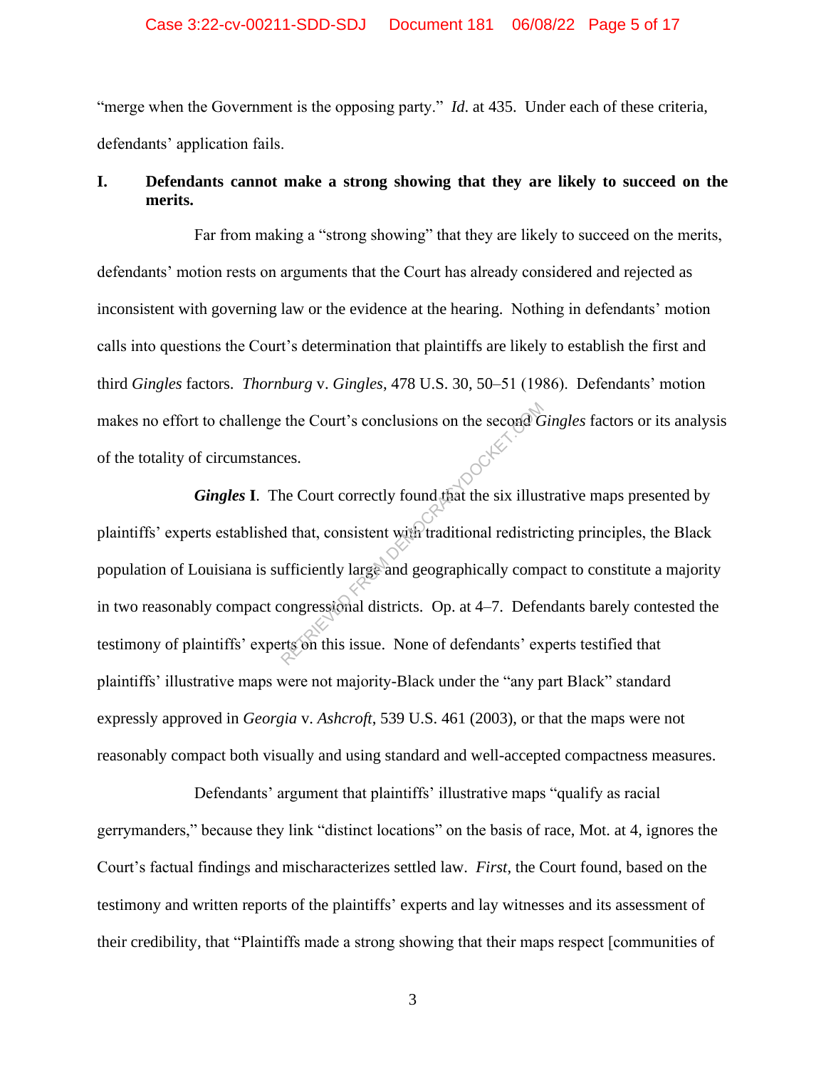"merge when the Government is the opposing party." *Id.* at 435. Under each of these criteria, defendants' application fails.

## I. Defendants cannot make a strong showing that they are likely to succeed on the merits.

Far from making a "strong showing" that they are likely to succeed on the merits, defendants' motion rests on arguments that the Court has already considered and rejected as inconsistent with governing law or the evidence at the hearing. Nothing in defendants' motion calls into questions the Court's determination that plaintiffs are likely to establish the first and third *Gingles* factors. *Thornburg* v. *Gingles*, 478 U.S. 30, 50–51 (1986). Defendants' motion makes no effort to challenge the Court's conclusions on the second *Gingles* factors or its analysis of the totality of circumstances.

***Gingles* I**. The Court correctly found that the six illustrative maps presented by plaintiffs' experts established that, consistent with traditional redistricting principles, the Black population of Louisiana is sufficiently large and geographically compact to constitute a majority in two reasonably compact congressional districts. Op. at 4–7. Defendants barely contested the testimony of plaintiffs' experts on this issue. None of defendants' experts testified that plaintiffs' illustrative maps were not majority-Black under the "any part Black" standard expressly approved in *Georgia* v. *Ashcroft*, 539 U.S. 461 (2003), or that the maps were not reasonably compact both visually and using standard and well-accepted compactness measures.

Defendants' argument that plaintiffs' illustrative maps "qualify as racial gerrymanders," because they link "distinct locations" on the basis of race, Mot. at 4, ignores the Court's factual findings and mischaracterizes settled law. *First*, the Court found, based on the testimony and written reports of the plaintiffs' experts and lay witnesses and its assessment of their credibility, that "Plaintiffs made a strong showing that their maps respect [communities of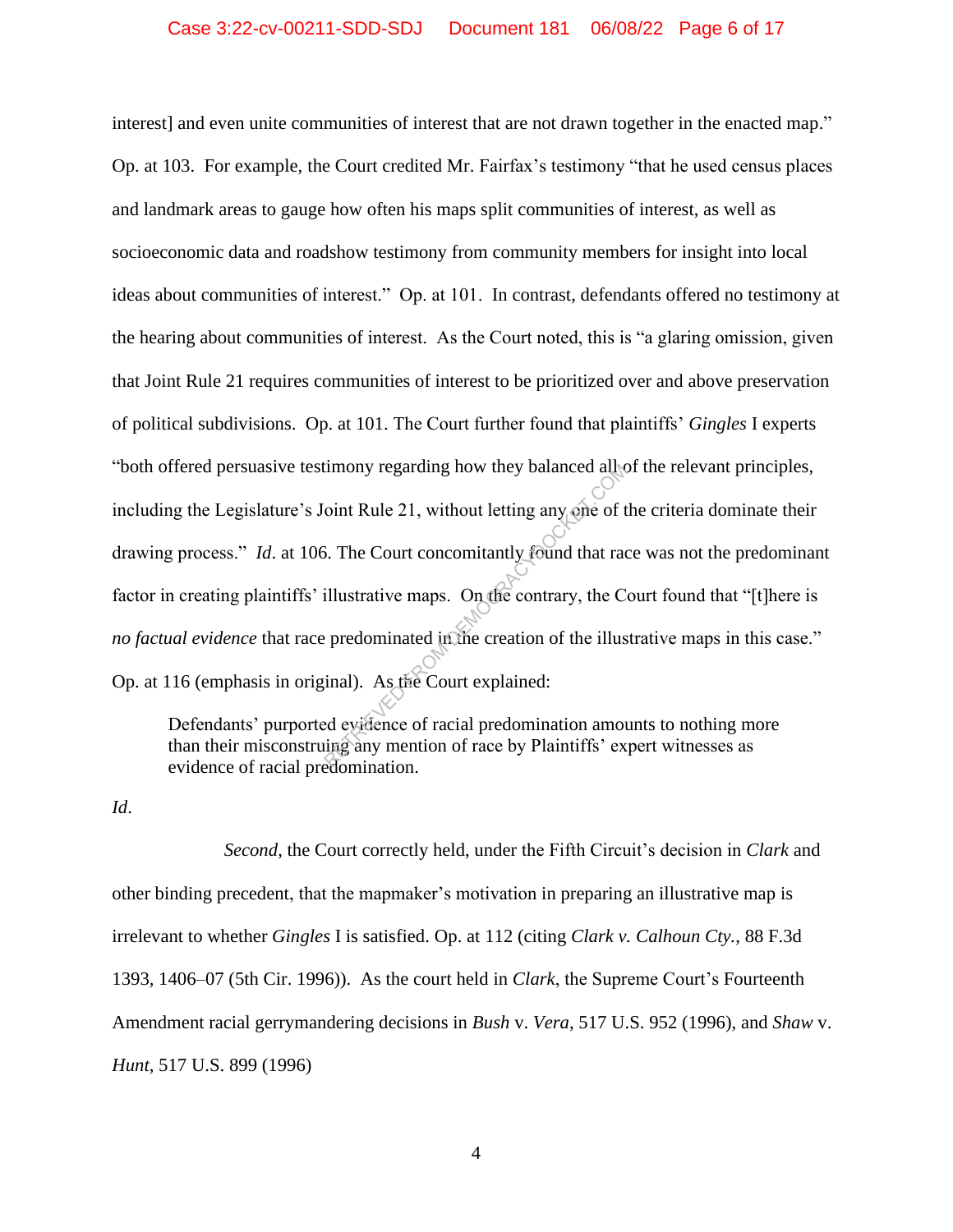interest] and even unite communities of interest that are not drawn together in the enacted map." Op. at 103. For example, the Court credited Mr. Fairfax's testimony "that he used census places and landmark areas to gauge how often his maps split communities of interest, as well as socioeconomic data and roadshow testimony from community members for insight into local ideas about communities of interest." Op. at 101. In contrast, defendants offered no testimony at the hearing about communities of interest. As the Court noted, this is "a glaring omission, given that Joint Rule 21 requires communities of interest to be prioritized over and above preservation of political subdivisions. Op. at 101. The Court further found that plaintiffs' *Gingles* I experts "both offered persuasive testimony regarding how they balanced all of the relevant principles, including the Legislature's Joint Rule 21, without letting any one of the criteria dominate their drawing process." *Id*. at 106. The Court concomitantly found that race was not the predominant factor in creating plaintiffs' illustrative maps. On the contrary, the Court found that "[t]here is *no factual evidence* that race predominated in the creation of the illustrative maps in this case." Op. at 116 (emphasis in original). As the Court explained:

> Defendants' purported evidence of racial predomination amounts to nothing more than their misconstruing any mention of race by Plaintiffs' expert witnesses as evidence of racial predomination.

*Id*.

*Second*, the Court correctly held, under the Fifth Circuit's decision in *Clark* and other binding precedent, that the mapmaker's motivation in preparing an illustrative map is irrelevant to whether *Gingles* I is satisfied. Op. at 112 (citing *Clark v. Calhoun Cty.*, 88 F.3d 1393, 1406–07 (5th Cir. 1996)). As the court held in *Clark*, the Supreme Court's Fourteenth Amendment racial gerrymandering decisions in *Bush* v. *Vera*, 517 U.S. 952 (1996), and *Shaw* v. *Hunt*, 517 U.S. 899 (1996)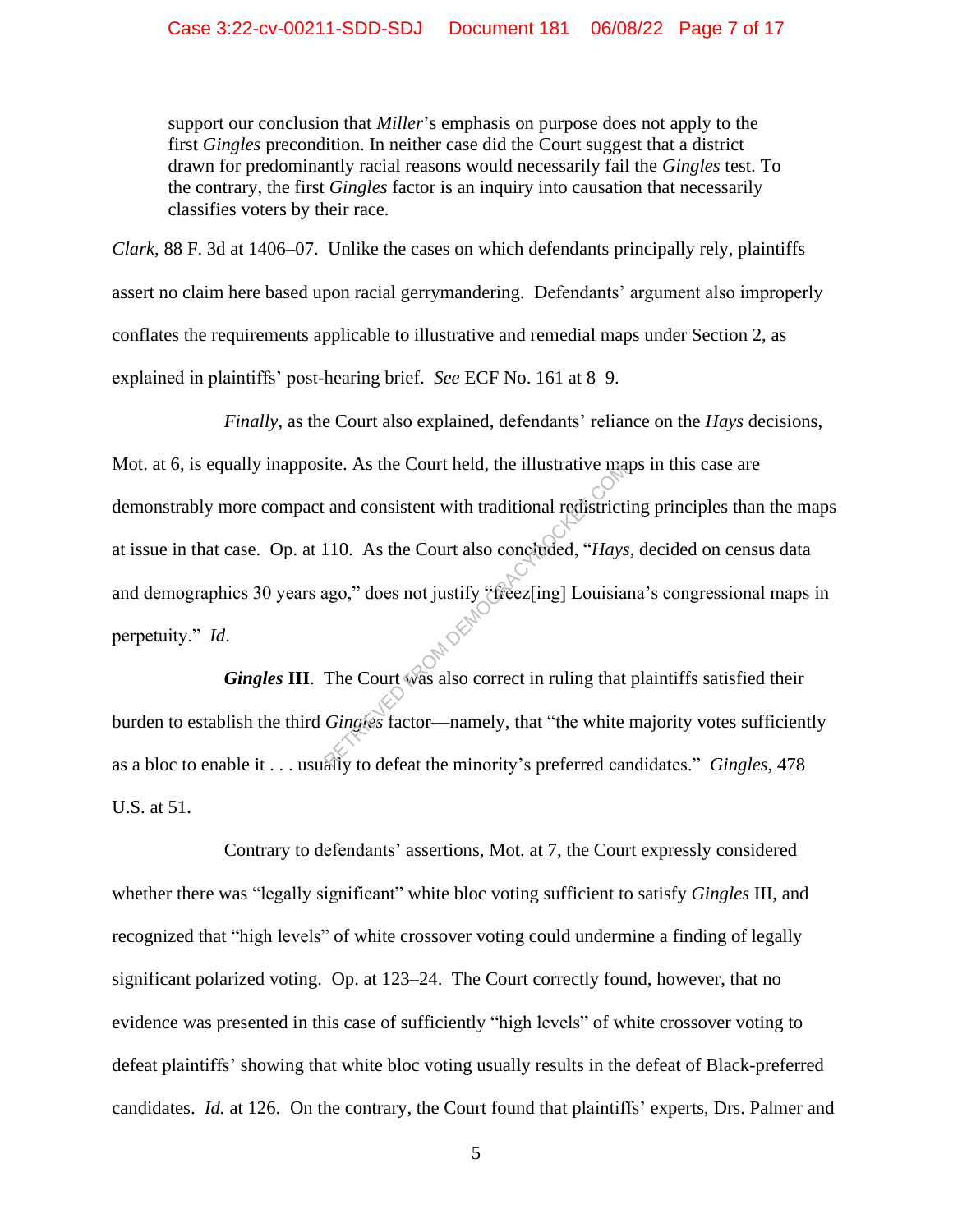> support our conclusion that *Miller*'s emphasis on purpose does not apply to the first *Gingles* precondition. In neither case did the Court suggest that a district drawn for predominantly racial reasons would necessarily fail the *Gingles* test. To the contrary, the first *Gingles* factor is an inquiry into causation that necessarily classifies voters by their race.

*Clark*, 88 F. 3d at 1406–07. Unlike the cases on which defendants principally rely, plaintiffs assert no claim here based upon racial gerrymandering. Defendants' argument also improperly conflates the requirements applicable to illustrative and remedial maps under Section 2, as explained in plaintiffs' post-hearing brief. *See* ECF No. 161 at 8–9.

*Finally*, as the Court also explained, defendants' reliance on the *Hays* decisions, Mot. at 6, is equally inapposite. As the Court held, the illustrative maps in this case are demonstrably more compact and consistent with traditional redistricting principles than the maps at issue in that case. Op. at 110. As the Court also concluded, "*Hays*, decided on census data and demographics 30 years ago," does not justify "freez[ing] Louisiana's congressional maps in perpetuity." *Id*.

***Gingles* III**. The Court was also correct in ruling that plaintiffs satisfied their burden to establish the third *Gingles* factor—namely, that "the white majority votes sufficiently as a bloc to enable it . . . usually to defeat the minority's preferred candidates." *Gingles*, 478 U.S. at 51.

Contrary to defendants' assertions, Mot. at 7, the Court expressly considered whether there was "legally significant" white bloc voting sufficient to satisfy *Gingles* III, and recognized that "high levels" of white crossover voting could undermine a finding of legally significant polarized voting. Op. at 123–24. The Court correctly found, however, that no evidence was presented in this case of sufficiently "high levels" of white crossover voting to defeat plaintiffs' showing that white bloc voting usually results in the defeat of Black-preferred candidates. *Id.* at 126. On the contrary, the Court found that plaintiffs' experts, Drs. Palmer and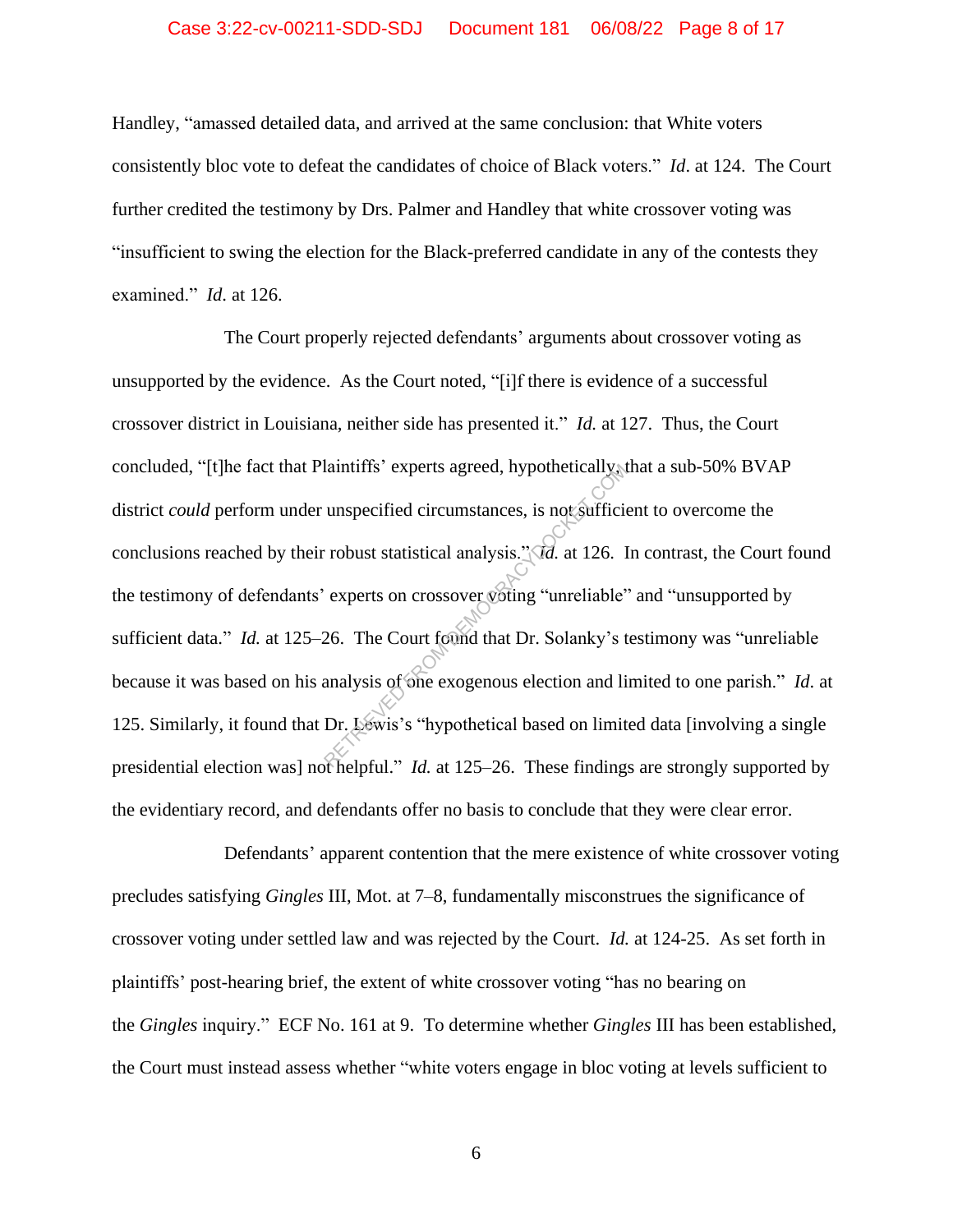Handley, "amassed detailed data, and arrived at the same conclusion: that White voters consistently bloc vote to defeat the candidates of choice of Black voters." *Id*. at 124. The Court further credited the testimony by Drs. Palmer and Handley that white crossover voting was "insufficient to swing the election for the Black-preferred candidate in any of the contests they examined." *Id*. at 126.

The Court properly rejected defendants' arguments about crossover voting as unsupported by the evidence. As the Court noted, "[i]f there is evidence of a successful crossover district in Louisiana, neither side has presented it." *Id.* at 127. Thus, the Court concluded, "[t]he fact that Plaintiffs' experts agreed, hypothetically, that a sub-50% BVAP district *could* perform under unspecified circumstances, is not sufficient to overcome the conclusions reached by their robust statistical analysis." *Id.* at 126. In contrast, the Court found the testimony of defendants' experts on crossover voting "unreliable" and "unsupported by sufficient data." *Id.* at 125–26. The Court found that Dr. Solanky's testimony was "unreliable because it was based on his analysis of one exogenous election and limited to one parish." *Id*. at 125. Similarly, it found that Dr. Lewis's "hypothetical based on limited data [involving a single presidential election was] not helpful." *Id.* at 125–26. These findings are strongly supported by the evidentiary record, and defendants offer no basis to conclude that they were clear error.

Defendants' apparent contention that the mere existence of white crossover voting precludes satisfying *Gingles* III, Mot. at 7–8, fundamentally misconstrues the significance of crossover voting under settled law and was rejected by the Court. *Id.* at 124-25. As set forth in plaintiffs' post-hearing brief, the extent of white crossover voting "has no bearing on the *Gingles* inquiry." ECF No. 161 at 9. To determine whether *Gingles* III has been established, the Court must instead assess whether "white voters engage in bloc voting at levels sufficient to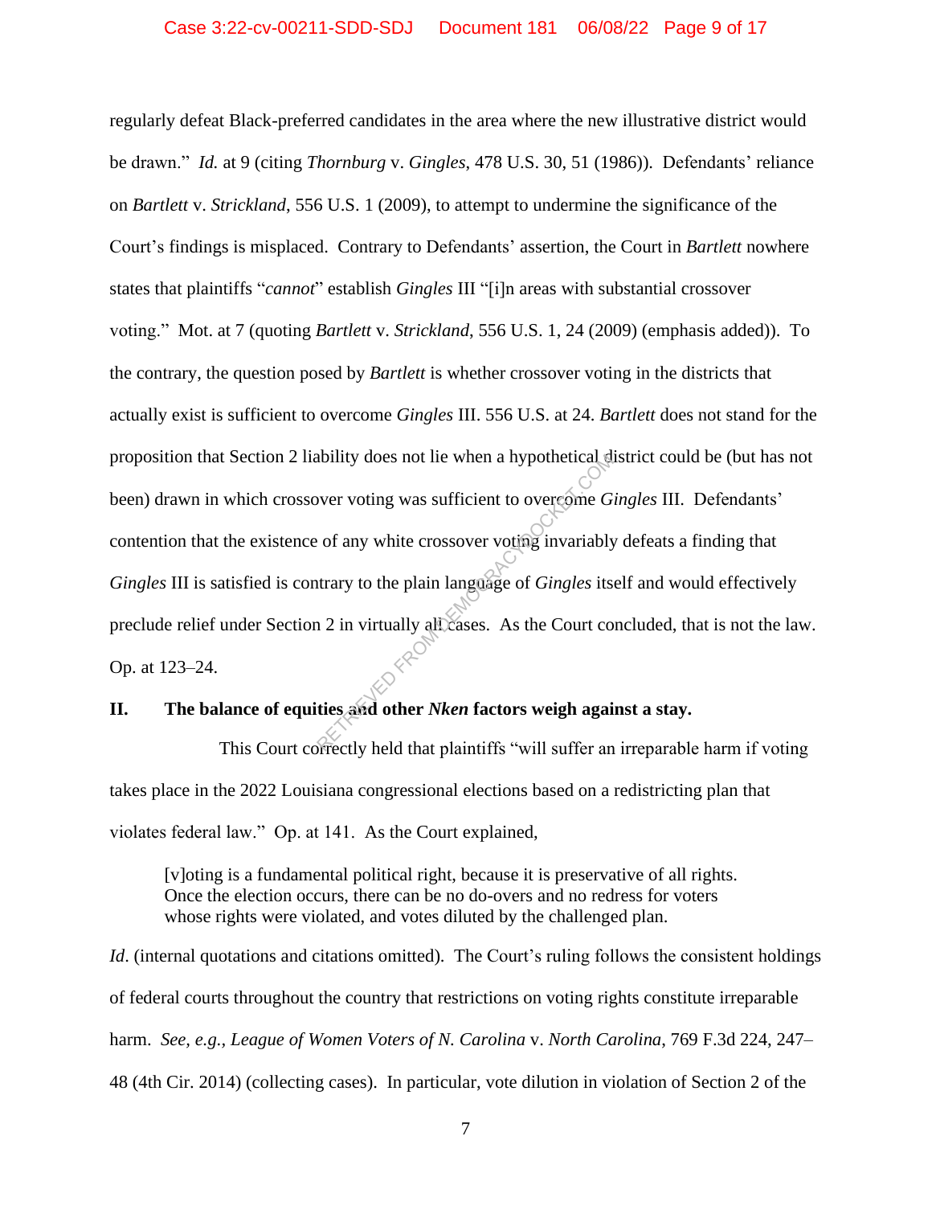regularly defeat Black-preferred candidates in the area where the new illustrative district would be drawn." *Id.* at 9 (citing *Thornburg* v. *Gingles*, 478 U.S. 30, 51 (1986)). Defendants' reliance on *Bartlett* v. *Strickland*, 556 U.S. 1 (2009), to attempt to undermine the significance of the Court's findings is misplaced. Contrary to Defendants' assertion, the Court in *Bartlett* nowhere states that plaintiffs "*cannot*" establish *Gingles* III "[i]n areas with substantial crossover voting." Mot. at 7 (quoting *Bartlett* v. *Strickland*, 556 U.S. 1, 24 (2009) (emphasis added)). To the contrary, the question posed by *Bartlett* is whether crossover voting in the districts that actually exist is sufficient to overcome *Gingles* III. 556 U.S. at 24. *Bartlett* does not stand for the proposition that Section 2 liability does not lie when a hypothetical district could be (but has not been) drawn in which crossover voting was sufficient to overcome *Gingles* III. Defendants' contention that the existence of any white crossover voting invariably defeats a finding that *Gingles* III is satisfied is contrary to the plain language of *Gingles* itself and would effectively preclude relief under Section 2 in virtually all cases. As the Court concluded, that is not the law. Op. at 123–24.

## II. The balance of equities and other *Nken* factors weigh against a stay.

This Court correctly held that plaintiffs "will suffer an irreparable harm if voting takes place in the 2022 Louisiana congressional elections based on a redistricting plan that violates federal law." Op. at 141. As the Court explained,

> [v]oting is a fundamental political right, because it is preservative of all rights. Once the election occurs, there can be no do-overs and no redress for voters whose rights were violated, and votes diluted by the challenged plan.

*Id*. (internal quotations and citations omitted). The Court's ruling follows the consistent holdings of federal courts throughout the country that restrictions on voting rights constitute irreparable harm. *See, e.g.*, *League of Women Voters of N. Carolina* v. *North Carolina*, 769 F.3d 224, 247–48 (4th Cir. 2014) (collecting cases). In particular, vote dilution in violation of Section 2 of the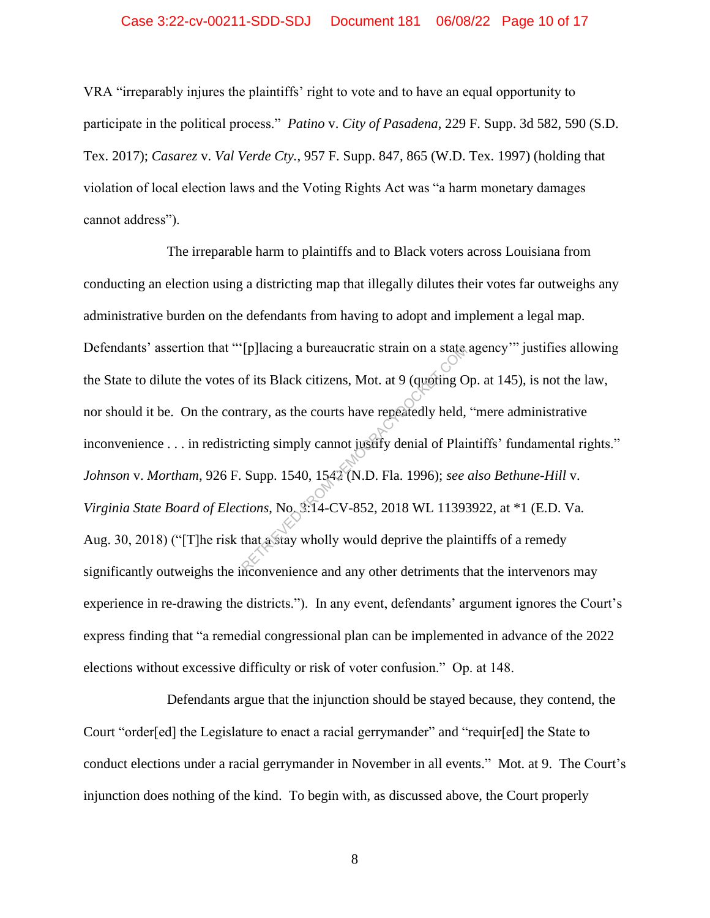VRA "irreparably injures the plaintiffs' right to vote and to have an equal opportunity to participate in the political process." *Patino* v. *City of Pasadena*, 229 F. Supp. 3d 582, 590 (S.D. Tex. 2017); *Casarez* v. *Val Verde Cty.*, 957 F. Supp. 847, 865 (W.D. Tex. 1997) (holding that violation of local election laws and the Voting Rights Act was "a harm monetary damages cannot address").

The irreparable harm to plaintiffs and to Black voters across Louisiana from conducting an election using a districting map that illegally dilutes their votes far outweighs any administrative burden on the defendants from having to adopt and implement a legal map. Defendants' assertion that "'[p]lacing a bureaucratic strain on a state agency'" justifies allowing the State to dilute the votes of its Black citizens, Mot. at 9 (quoting Op. at 145), is not the law, nor should it be. On the contrary, as the courts have repeatedly held, "mere administrative inconvenience . . . in redistricting simply cannot justify denial of Plaintiffs' fundamental rights." *Johnson* v. *Mortham*, 926 F. Supp. 1540, 1542 (N.D. Fla. 1996); *see also Bethune-Hill* v. *Virginia State Board of Elections*, No. 3:14-CV-852, 2018 WL 11393922, at *1 (E.D. Va. Aug. 30, 2018) ("[T]he risk that a stay wholly would deprive the plaintiffs of a remedy significantly outweighs the inconvenience and any other detriments that the intervenors may experience in re-drawing the districts."). In any event, defendants' argument ignores the Court's express finding that "a remedial congressional plan can be implemented in advance of the 2022 elections without excessive difficulty or risk of voter confusion." Op. at 148.

Defendants argue that the injunction should be stayed because, they contend, the Court "order[ed] the Legislature to enact a racial gerrymander" and "requir[ed] the State to conduct elections under a racial gerrymander in November in all events." Mot. at 9. The Court's injunction does nothing of the kind. To begin with, as discussed above, the Court properly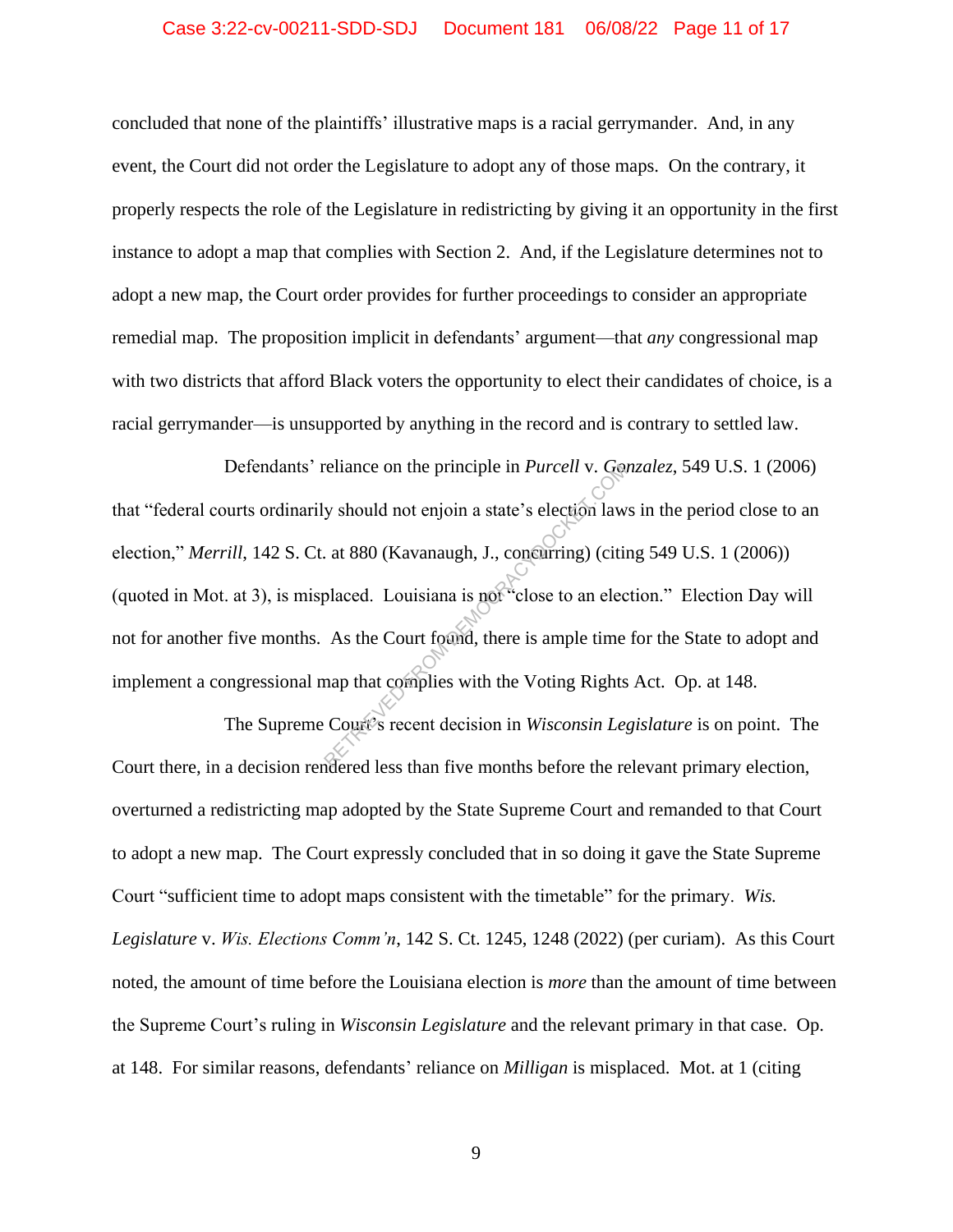concluded that none of the plaintiffs' illustrative maps is a racial gerrymander. And, in any event, the Court did not order the Legislature to adopt any of those maps. On the contrary, it properly respects the role of the Legislature in redistricting by giving it an opportunity in the first instance to adopt a map that complies with Section 2. And, if the Legislature determines not to adopt a new map, the Court order provides for further proceedings to consider an appropriate remedial map. The proposition implicit in defendants' argument—that *any* congressional map with two districts that afford Black voters the opportunity to elect their candidates of choice, is a racial gerrymander—is unsupported by anything in the record and is contrary to settled law.

Defendants' reliance on the principle in *Purcell* v. *Gonzalez*, 549 U.S. 1 (2006) that "federal courts ordinarily should not enjoin a state's election laws in the period close to an election," *Merrill*, 142 S. Ct. at 880 (Kavanaugh, J., concurring) (citing 549 U.S. 1 (2006)) (quoted in Mot. at 3), is misplaced. Louisiana is not "close to an election." Election Day will not for another five months. As the Court found, there is ample time for the State to adopt and implement a congressional map that complies with the Voting Rights Act. Op. at 148.

The Supreme Court's recent decision in *Wisconsin Legislature* is on point. The Court there, in a decision rendered less than five months before the relevant primary election, overturned a redistricting map adopted by the State Supreme Court and remanded to that Court to adopt a new map. The Court expressly concluded that in so doing it gave the State Supreme Court "sufficient time to adopt maps consistent with the timetable" for the primary. *Wis. Legislature* v. *Wis. Elections Comm'n*, 142 S. Ct. 1245, 1248 (2022) (per curiam). As this Court noted, the amount of time before the Louisiana election is *more* than the amount of time between the Supreme Court's ruling in *Wisconsin Legislature* and the relevant primary in that case. Op. at 148. For similar reasons, defendants' reliance on *Milligan* is misplaced. Mot. at 1 (citing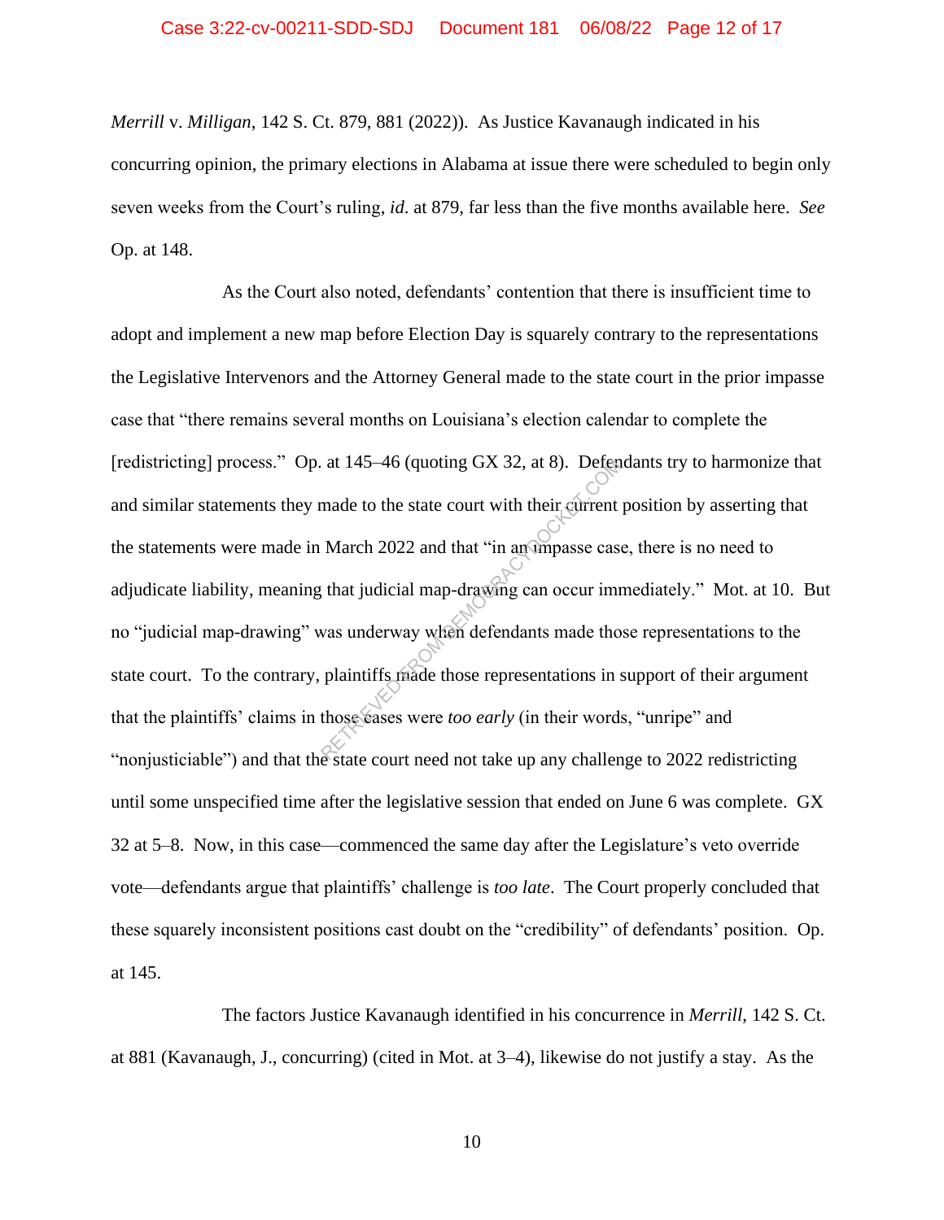*Merrill* v. *Milligan*, 142 S. Ct. 879, 881 (2022)). As Justice Kavanaugh indicated in his concurring opinion, the primary elections in Alabama at issue there were scheduled to begin only seven weeks from the Court's ruling, *id*. at 879, far less than the five months available here. *See* Op. at 148.

As the Court also noted, defendants' contention that there is insufficient time to adopt and implement a new map before Election Day is squarely contrary to the representations the Legislative Intervenors and the Attorney General made to the state court in the prior impasse case that "there remains several months on Louisiana's election calendar to complete the [redistricting] process." Op. at 145–46 (quoting GX 32, at 8). Defendants try to harmonize that and similar statements they made to the state court with their current position by asserting that the statements were made in March 2022 and that "in an impasse case, there is no need to adjudicate liability, meaning that judicial map-drawing can occur immediately." Mot. at 10. But no "judicial map-drawing" was underway when defendants made those representations to the state court. To the contrary, plaintiffs made those representations in support of their argument that the plaintiffs' claims in those cases were *too early* (in their words, "unripe" and "nonjusticiable") and that the state court need not take up any challenge to 2022 redistricting until some unspecified time after the legislative session that ended on June 6 was complete. GX 32 at 5–8. Now, in this case—commenced the same day after the Legislature's veto override vote—defendants argue that plaintiffs' challenge is *too late*. The Court properly concluded that these squarely inconsistent positions cast doubt on the "credibility" of defendants' position. Op. at 145.

The factors Justice Kavanaugh identified in his concurrence in *Merrill*, 142 S. Ct. at 881 (Kavanaugh, J., concurring) (cited in Mot. at 3–4), likewise do not justify a stay. As the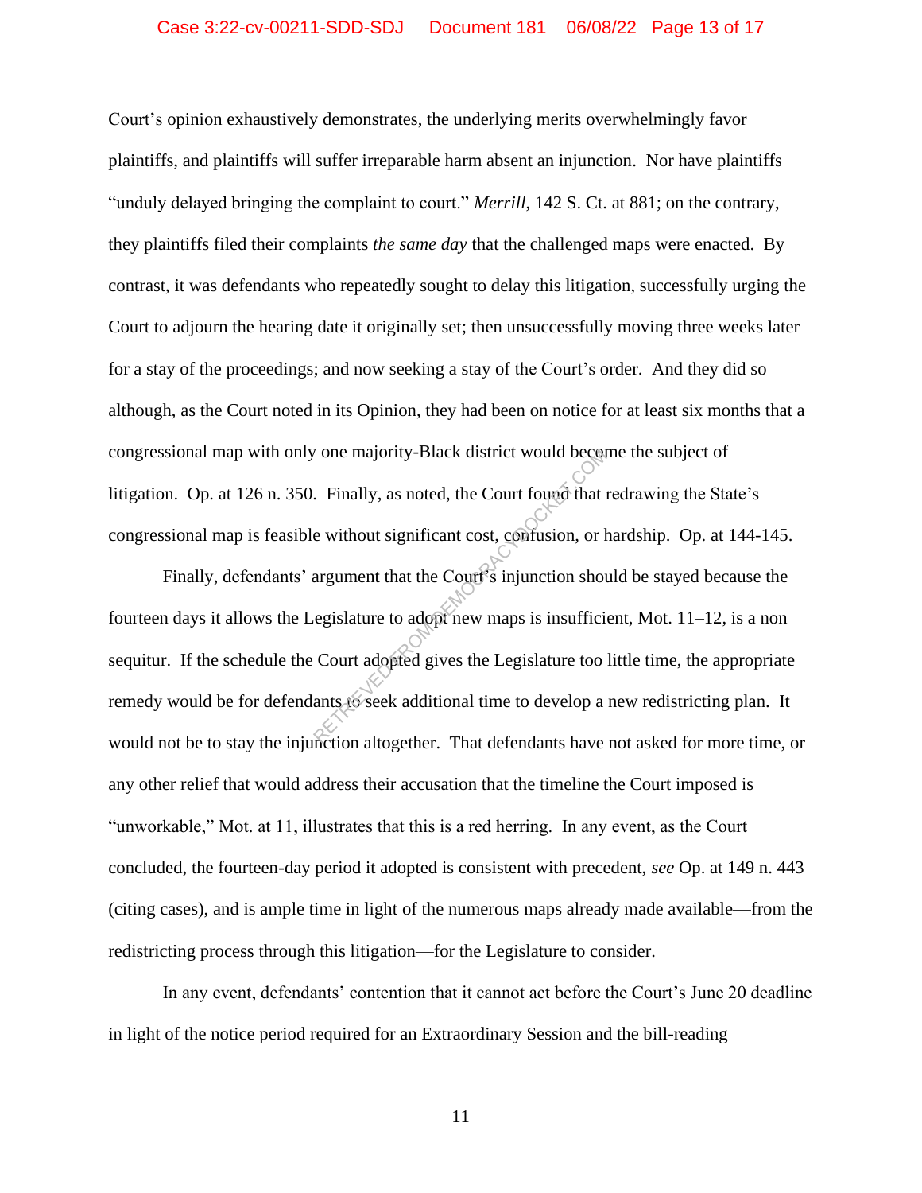Court's opinion exhaustively demonstrates, the underlying merits overwhelmingly favor plaintiffs, and plaintiffs will suffer irreparable harm absent an injunction. Nor have plaintiffs "unduly delayed bringing the complaint to court." *Merrill*, 142 S. Ct. at 881; on the contrary, they plaintiffs filed their complaints *the same day* that the challenged maps were enacted. By contrast, it was defendants who repeatedly sought to delay this litigation, successfully urging the Court to adjourn the hearing date it originally set; then unsuccessfully moving three weeks later for a stay of the proceedings; and now seeking a stay of the Court's order. And they did so although, as the Court noted in its Opinion, they had been on notice for at least six months that a congressional map with only one majority-Black district would become the subject of litigation. Op. at 126 n. 350. Finally, as noted, the Court found that redrawing the State's congressional map is feasible without significant cost, confusion, or hardship. Op. at 144-145.

Finally, defendants' argument that the Court's injunction should be stayed because the fourteen days it allows the Legislature to adopt new maps is insufficient, Mot. 11–12, is a non sequitur. If the schedule the Court adopted gives the Legislature too little time, the appropriate remedy would be for defendants to seek additional time to develop a new redistricting plan. It would not be to stay the injunction altogether. That defendants have not asked for more time, or any other relief that would address their accusation that the timeline the Court imposed is "unworkable," Mot. at 11, illustrates that this is a red herring. In any event, as the Court concluded, the fourteen-day period it adopted is consistent with precedent, *see* Op. at 149 n. 443 (citing cases), and is ample time in light of the numerous maps already made available—from the redistricting process through this litigation—for the Legislature to consider.

In any event, defendants' contention that it cannot act before the Court's June 20 deadline in light of the notice period required for an Extraordinary Session and the bill-reading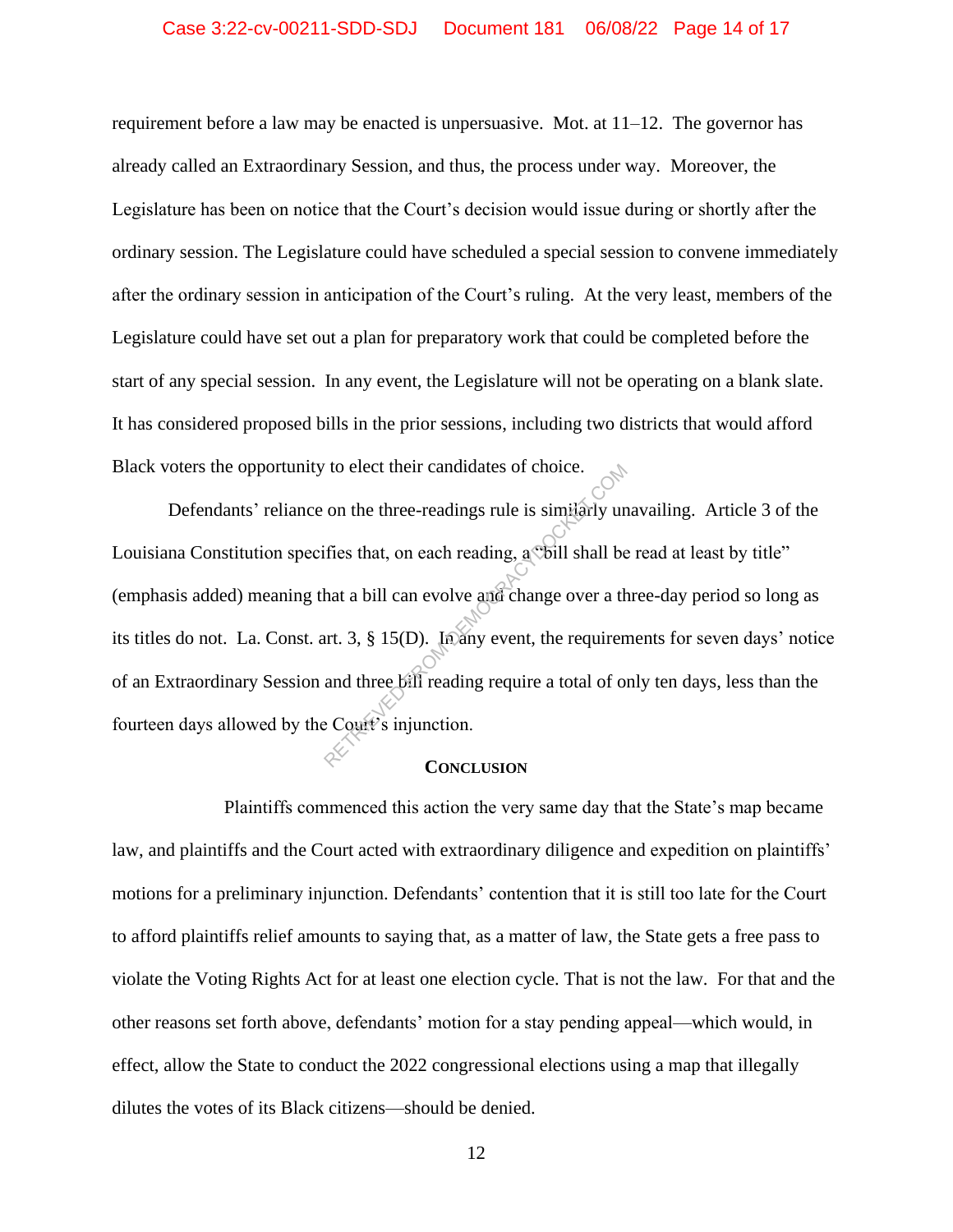requirement before a law may be enacted is unpersuasive. Mot. at 11–12. The governor has already called an Extraordinary Session, and thus, the process under way. Moreover, the Legislature has been on notice that the Court's decision would issue during or shortly after the ordinary session. The Legislature could have scheduled a special session to convene immediately after the ordinary session in anticipation of the Court's ruling. At the very least, members of the Legislature could have set out a plan for preparatory work that could be completed before the start of any special session. In any event, the Legislature will not be operating on a blank slate. It has considered proposed bills in the prior sessions, including two districts that would afford Black voters the opportunity to elect their candidates of choice.

Defendants' reliance on the three-readings rule is similarly unavailing. Article 3 of the Louisiana Constitution specifies that, on each reading, a "bill shall be read at least by title" (emphasis added) meaning that a bill can evolve and change over a three-day period so long as its titles do not. La. Const. art. 3, § 15(D). In any event, the requirements for seven days' notice of an Extraordinary Session and three bill reading require a total of only ten days, less than the fourteen days allowed by the Court's injunction.

## CONCLUSION

Plaintiffs commenced this action the very same day that the State's map became law, and plaintiffs and the Court acted with extraordinary diligence and expedition on plaintiffs' motions for a preliminary injunction. Defendants' contention that it is still too late for the Court to afford plaintiffs relief amounts to saying that, as a matter of law, the State gets a free pass to violate the Voting Rights Act for at least one election cycle. That is not the law. For that and the other reasons set forth above, defendants' motion for a stay pending appeal—which would, in effect, allow the State to conduct the 2022 congressional elections using a map that illegally dilutes the votes of its Black citizens—should be denied.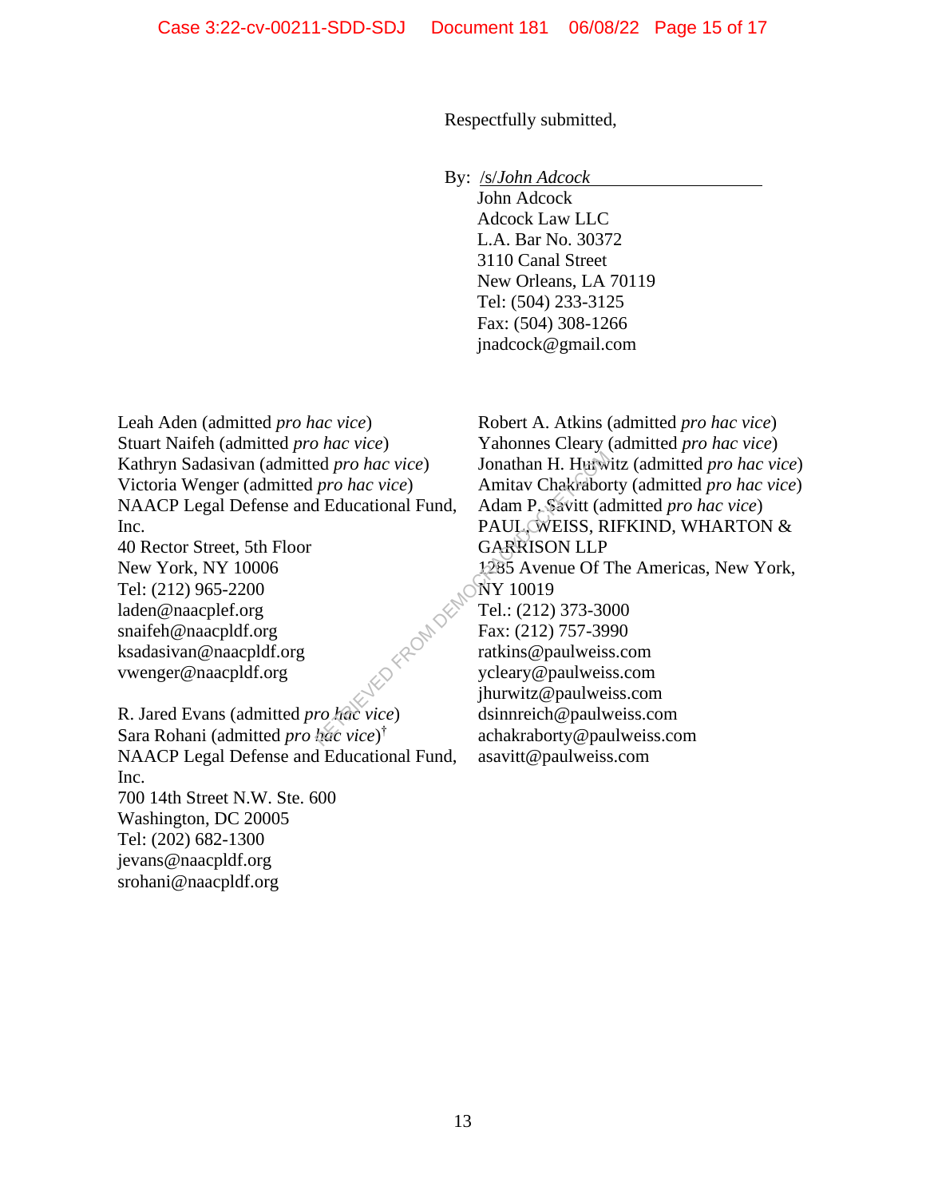Respectfully submitted,

By: /s/*John Adcock*
John Adcock
Adcock Law LLC
L.A. Bar No. 30372
3110 Canal Street
New Orleans, LA 70119
Tel: (504) 233-3125
Fax: (504) 308-1266
jnadcock@gmail.com

Leah Aden (admitted *pro hac vice*)
Stuart Naifeh (admitted *pro hac vice*)
Kathryn Sadasivan (admitted *pro hac vice*)
Victoria Wenger (admitted *pro hac vice*)
NAACP Legal Defense and Educational Fund, Inc.
40 Rector Street, 5th Floor
New York, NY 10006
Tel: (212) 965-2200
laden@naacplef.org
snaifeh@naacpldf.org
ksadasivan@naacpldf.org
vwenger@naacpldf.org

R. Jared Evans (admitted *pro hac vice*)
Sara Rohani (admitted *pro hac vice*)†
NAACP Legal Defense and Educational Fund, Inc.
700 14th Street N.W. Ste. 600
Washington, DC 20005
Tel: (202) 682-1300
jevans@naacpldf.org
srohani@naacpldf.org

Robert A. Atkins (admitted *pro hac vice*)
Yahonnes Cleary (admitted *pro hac vice*)
Jonathan H. Hurwitz (admitted *pro hac vice*)
Amitav Chakraborty (admitted *pro hac vice*)
Adam P. Savitt (admitted *pro hac vice*)
PAUL, WEISS, RIFKIND, WHARTON & GARRISON LLP
1285 Avenue Of The Americas, New York, NY 10019
Tel.: (212) 373-3000
Fax: (212) 757-3990
ratkins@paulweiss.com
ycleary@paulweiss.com
jhurwitz@paulweiss.com
dsinnreich@paulweiss.com
achakraborty@paulweiss.com
asavitt@paulweiss.com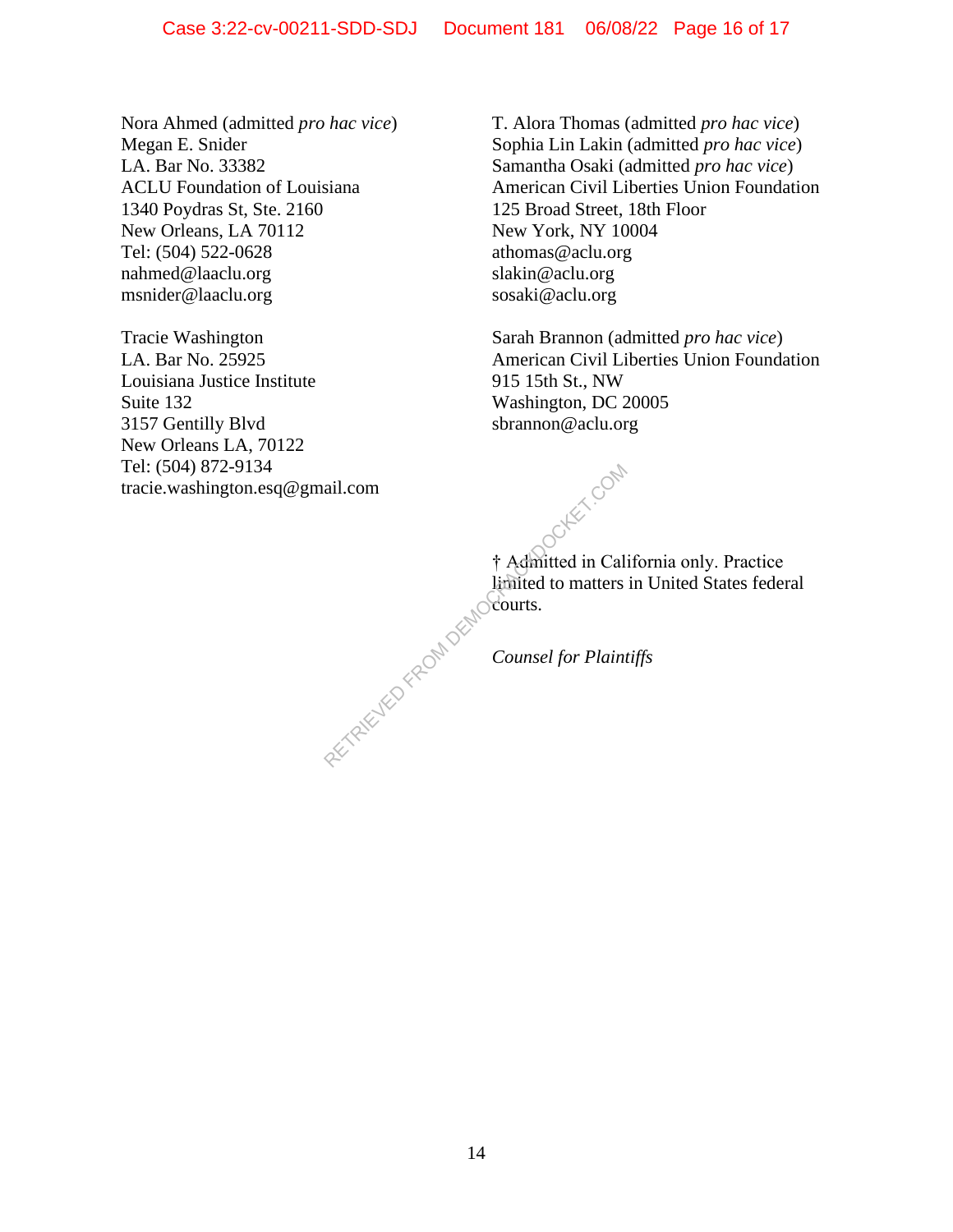Nora Ahmed (admitted *pro hac vice*)
Megan E. Snider
LA. Bar No. 33382
ACLU Foundation of Louisiana
1340 Poydras St, Ste. 2160
New Orleans, LA 70112
Tel: (504) 522-0628
nahmed@laaclu.org
msnider@laaclu.org

Tracie Washington
LA. Bar No. 25925
Louisiana Justice Institute
Suite 132
3157 Gentilly Blvd
New Orleans LA, 70122
Tel: (504) 872-9134
tracie.washington.esq@gmail.com

T. Alora Thomas (admitted *pro hac vice*)
Sophia Lin Lakin (admitted *pro hac vice*)
Samantha Osaki (admitted *pro hac vice*)
American Civil Liberties Union Foundation
125 Broad Street, 18th Floor
New York, NY 10004
athomas@aclu.org
slakin@aclu.org
sosaki@aclu.org

Sarah Brannon (admitted *pro hac vice*)
American Civil Liberties Union Foundation
915 15th St., NW
Washington, DC 20005
sbrannon@aclu.org

† Admitted in California only. Practice limited to matters in United States federal courts.

*Counsel for Plaintiffs*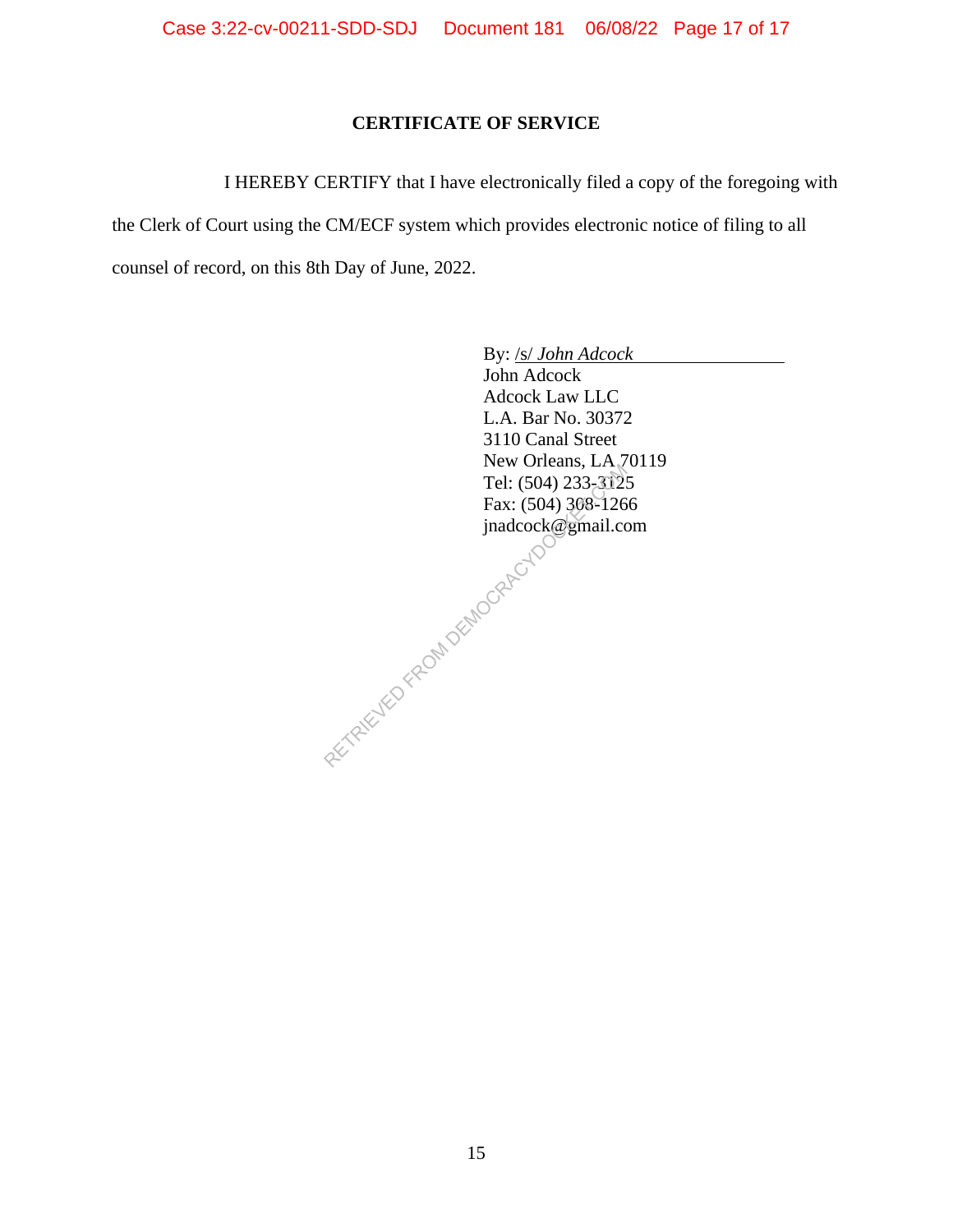**CERTIFICATE OF SERVICE**

I HEREBY CERTIFY that I have electronically filed a copy of the foregoing with the Clerk of Court using the CM/ECF system which provides electronic notice of filing to all counsel of record, on this 8th Day of June, 2022.

By: /s/ *John Adcock*
John Adcock
Adcock Law LLC
L.A. Bar No. 30372
3110 Canal Street
New Orleans, LA 70119
Tel: (504) 233-3125
Fax: (504) 308-1266
jnadcock@gmail.com